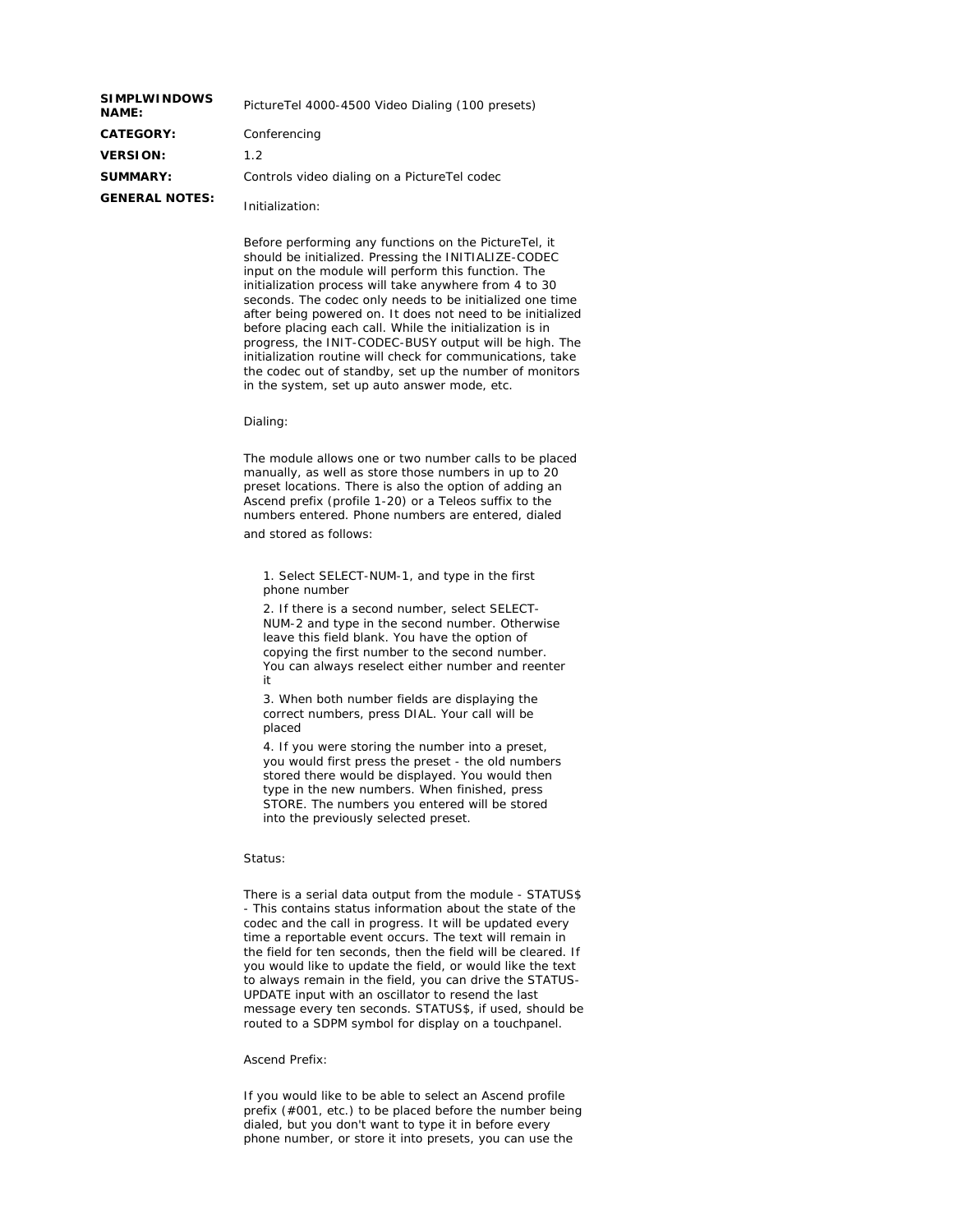| | |
|---|---|
| **SIMPLWINDOWS NAME:** | PictureTel 4000-4500 Video Dialing (100 presets) |
| **CATEGORY:** | Conferencing |
| **VERSION:** | 1.2 |
| **SUMMARY:** | Controls video dialing on a PictureTel codec |
| **GENERAL NOTES:** | Initialization: |

Before performing any functions on the PictureTel, it should be initialized. Pressing the INITIALIZE-CODEC input on the module will perform this function. The initialization process will take anywhere from 4 to 30 seconds. The codec only needs to be initialized one time after being powered on. It does not need to be initialized before placing each call. While the initialization is in progress, the INIT-CODEC-BUSY output will be high. The initialization routine will check for communications, take the codec out of standby, set up the number of monitors in the system, set up auto answer mode, etc.

Dialing:

The module allows one or two number calls to be placed manually, as well as store those numbers in up to 20 preset locations. There is also the option of adding an Ascend prefix (profile 1-20) or a Teleos suffix to the numbers entered. Phone numbers are entered, dialed and stored as follows:

1. Select SELECT-NUM-1, and type in the first phone number
2. If there is a second number, select SELECT-NUM-2 and type in the second number. Otherwise leave this field blank. You have the option of copying the first number to the second number. You can always reselect either number and reenter it
3. When both number fields are displaying the correct numbers, press DIAL. Your call will be placed
4. If you were storing the number into a preset, you would first press the preset - the old numbers stored there would be displayed. You would then type in the new numbers. When finished, press STORE. The numbers you entered will be stored into the previously selected preset.

Status:

There is a serial data output from the module - STATUS$ - This contains status information about the state of the codec and the call in progress. It will be updated every time a reportable event occurs. The text will remain in the field for ten seconds, then the field will be cleared. If you would like to update the field, or would like the text to always remain in the field, you can drive the STATUS-UPDATE input with an oscillator to resend the last message every ten seconds. STATUS$, if used, should be routed to a SDPM symbol for display on a touchpanel.

Ascend Prefix:

If you would like to be able to select an Ascend profile prefix (#001, etc.) to be placed before the number being dialed, but you don't want to type it in before every phone number, or store it into presets, you can use the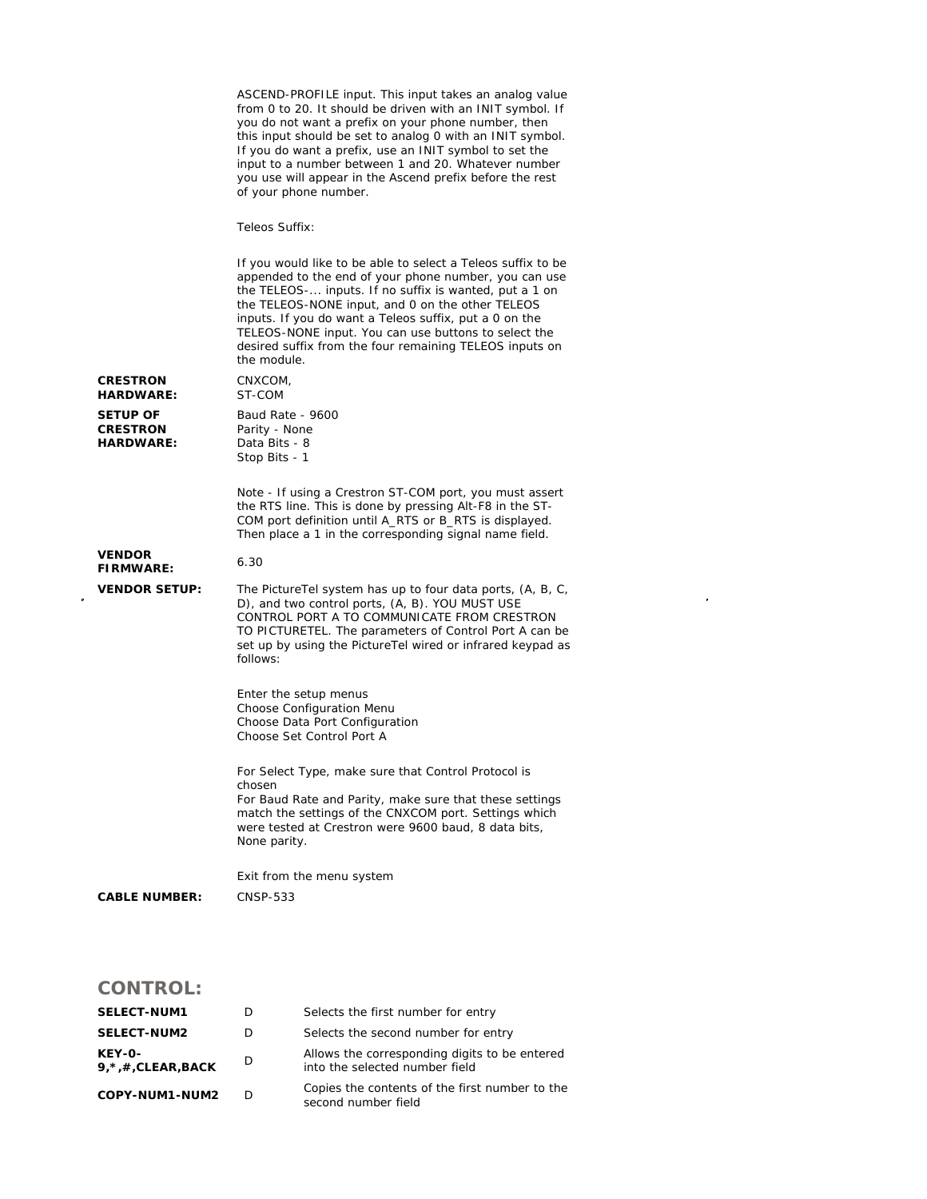ASCEND-PROFILE input. This input takes an analog value from 0 to 20. It should be driven with an INIT symbol. If you do not want a prefix on your phone number, then this input should be set to analog 0 with an INIT symbol. If you do want a prefix, use an INIT symbol to set the input to a number between 1 and 20. Whatever number you use will appear in the Ascend prefix before the rest of your phone number.

Teleos Suffix:

If you would like to be able to select a Teleos suffix to be appended to the end of your phone number, you can use the TELEOS-... inputs. If no suffix is wanted, put a 1 on the TELEOS-NONE input, and 0 on the other TELEOS inputs. If you do want a Teleos suffix, put a 0 on the TELEOS-NONE input. You can use buttons to select the desired suffix from the four remaining TELEOS inputs on the module.

**CRESTRON HARDWARE:** CNXCOM, ST-COM

**SETUP OF CRESTRON HARDWARE:**

Baud Rate - 9600
Parity - None
Data Bits - 8
Stop Bits - 1

Note - If using a Crestron ST-COM port, you must assert the RTS line. This is done by pressing Alt-F8 in the ST-COM port definition until A_RTS or B_RTS is displayed. Then place a 1 in the corresponding signal name field.

**VENDOR FIRMWARE:** 6.30

**VENDOR SETUP:** The PictureTel system has up to four data ports, (A, B, C, D), and two control ports, (A, B). YOU MUST USE CONTROL PORT A TO COMMUNICATE FROM CRESTRON TO PICTURETEL. The parameters of Control Port A can be set up by using the PictureTel wired or infrared keypad as follows:

Enter the setup menus
Choose Configuration Menu
Choose Data Port Configuration
Choose Set Control Port A

For Select Type, make sure that Control Protocol is chosen
For Baud Rate and Parity, make sure that these settings match the settings of the CNXCOM port. Settings which were tested at Crestron were 9600 baud, 8 data bits, None parity.

Exit from the menu system

**CABLE NUMBER:** CNSP-533

## CONTROL:

| | | |
|---|---|---|
| **SELECT-NUM1** | D | Selects the first number for entry |
| **SELECT-NUM2** | D | Selects the second number for entry |
| **KEY-0-9,*,#,CLEAR,BACK** | D | Allows the corresponding digits to be entered into the selected number field |
| **COPY-NUM1-NUM2** | D | Copies the contents of the first number to the second number field |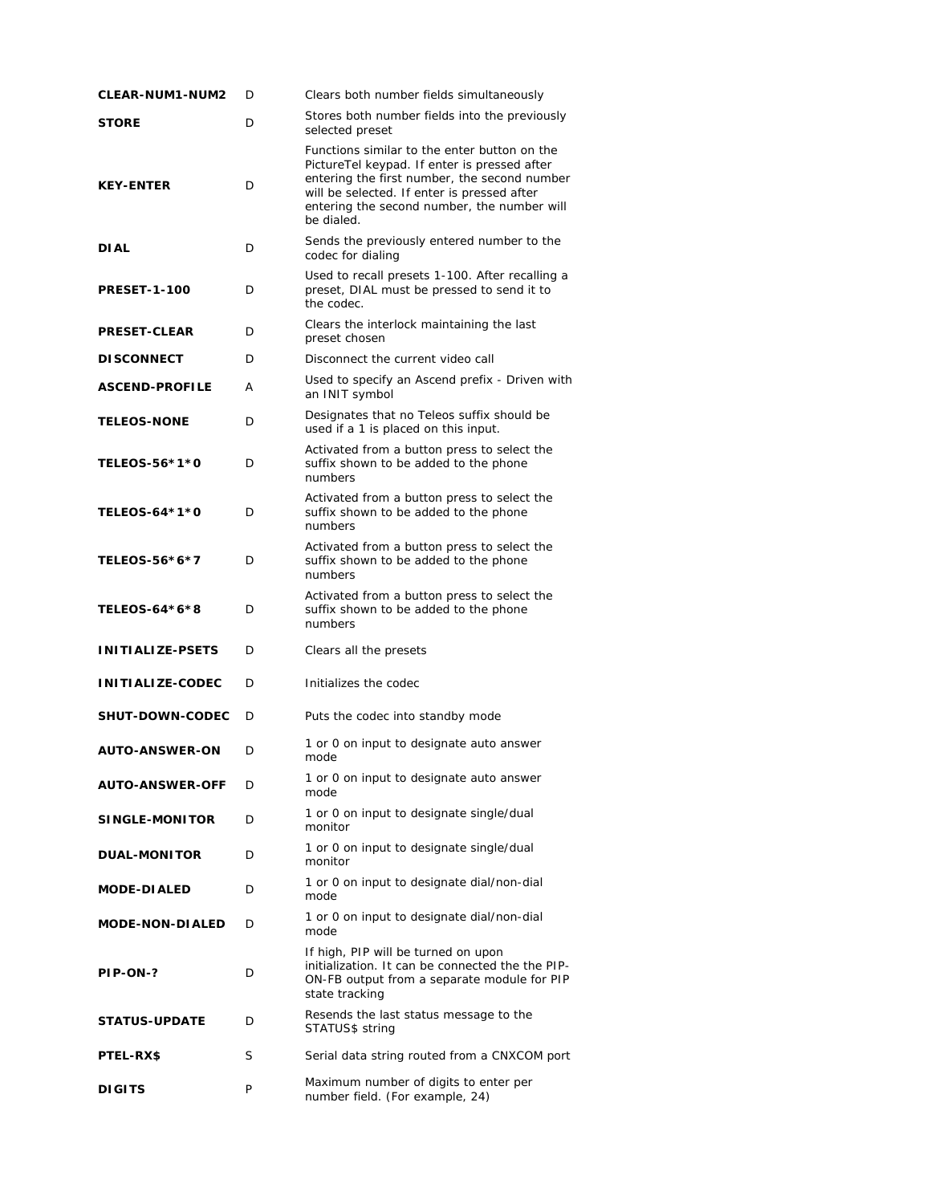| | | |
|---|---|---|
| **CLEAR-NUM1-NUM2** | D | Clears both number fields simultaneously |
| **STORE** | D | Stores both number fields into the previously selected preset |
| **KEY-ENTER** | D | Functions similar to the enter button on the PictureTel keypad. If enter is pressed after entering the first number, the second number will be selected. If enter is pressed after entering the second number, the number will be dialed. |
| **DIAL** | D | Sends the previously entered number to the codec for dialing |
| **PRESET-1-100** | D | Used to recall presets 1-100. After recalling a preset, DIAL must be pressed to send it to the codec. |
| **PRESET-CLEAR** | D | Clears the interlock maintaining the last preset chosen |
| **DISCONNECT** | D | Disconnect the current video call |
| **ASCEND-PROFILE** | A | Used to specify an Ascend prefix - Driven with an INIT symbol |
| **TELEOS-NONE** | D | Designates that no Teleos suffix should be used if a 1 is placed on this input. |
| **TELEOS-56*1*0** | D | Activated from a button press to select the suffix shown to be added to the phone numbers |
| **TELEOS-64*1*0** | D | Activated from a button press to select the suffix shown to be added to the phone numbers |
| **TELEOS-56*6*7** | D | Activated from a button press to select the suffix shown to be added to the phone numbers |
| **TELEOS-64*6*8** | D | Activated from a button press to select the suffix shown to be added to the phone numbers |
| **INITIALIZE-PSETS** | D | Clears all the presets |
| **INITIALIZE-CODEC** | D | Initializes the codec |
| **SHUT-DOWN-CODEC** | D | Puts the codec into standby mode |
| **AUTO-ANSWER-ON** | D | 1 or 0 on input to designate auto answer mode |
| **AUTO-ANSWER-OFF** | D | 1 or 0 on input to designate auto answer mode |
| **SINGLE-MONITOR** | D | 1 or 0 on input to designate single/dual monitor |
| **DUAL-MONITOR** | D | 1 or 0 on input to designate single/dual monitor |
| **MODE-DIALED** | D | 1 or 0 on input to designate dial/non-dial mode |
| **MODE-NON-DIALED** | D | 1 or 0 on input to designate dial/non-dial mode |
| **PIP-ON-?** | D | If high, PIP will be turned on upon initialization. It can be connected the the PIP-ON-FB output from a separate module for PIP state tracking |
| **STATUS-UPDATE** | D | Resends the last status message to the STATUS$ string |
| **PTEL-RX$** | S | Serial data string routed from a CNXCOM port |
| **DIGITS** | P | Maximum number of digits to enter per number field. (For example, 24) |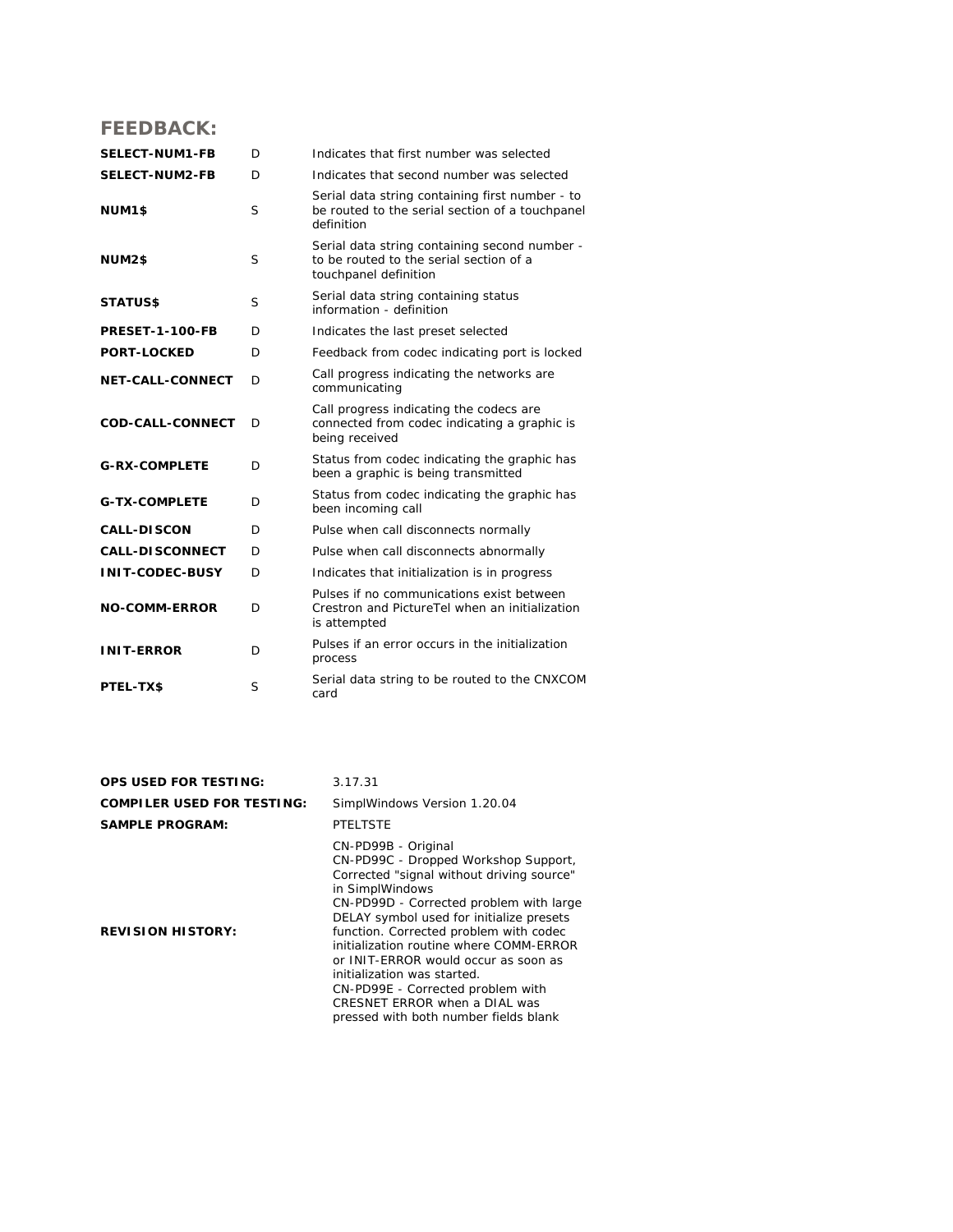## FEEDBACK:

| | | |
|---|---|---|
| **SELECT-NUM1-FB** | D | Indicates that first number was selected |
| **SELECT-NUM2-FB** | D | Indicates that second number was selected |
| **NUM1$** | S | Serial data string containing first number - to be routed to the serial section of a touchpanel definition |
| **NUM2$** | S | Serial data string containing second number - to be routed to the serial section of a touchpanel definition |
| **STATUS$** | S | Serial data string containing status information - definition |
| **PRESET-1-100-FB** | D | Indicates the last preset selected |
| **PORT-LOCKED** | D | Feedback from codec indicating port is locked |
| **NET-CALL-CONNECT** | D | Call progress indicating the networks are communicating |
| **COD-CALL-CONNECT** | D | Call progress indicating the codecs are connected from codec indicating a graphic is being received |
| **G-RX-COMPLETE** | D | Status from codec indicating the graphic has been a graphic is being transmitted |
| **G-TX-COMPLETE** | D | Status from codec indicating the graphic has been incoming call |
| **CALL-DISCON** | D | Pulse when call disconnects normally |
| **CALL-DISCONNECT** | D | Pulse when call disconnects abnormally |
| **INIT-CODEC-BUSY** | D | Indicates that initialization is in progress |
| **NO-COMM-ERROR** | D | Pulses if no communications exist between Crestron and PictureTel when an initialization is attempted |
| **INIT-ERROR** | D | Pulses if an error occurs in the initialization process |
| **PTEL-TX$** | S | Serial data string to be routed to the CNXCOM card |

| | |
|---|---|
| **OPS USED FOR TESTING:** | 3.17.31 |
| **COMPILER USED FOR TESTING:** | SimplWindows Version 1.20.04 |
| **SAMPLE PROGRAM:** | PTELTSTE |
| **REVISION HISTORY:** | CN-PD99B - Original<br>CN-PD99C - Dropped Workshop Support, Corrected "signal without driving source" in SimplWindows<br>CN-PD99D - Corrected problem with large DELAY symbol used for initialize presets function. Corrected problem with codec initialization routine where COMM-ERROR or INIT-ERROR would occur as soon as initialization was started.<br>CN-PD99E - Corrected problem with CRESNET ERROR when a DIAL was pressed with both number fields blank |